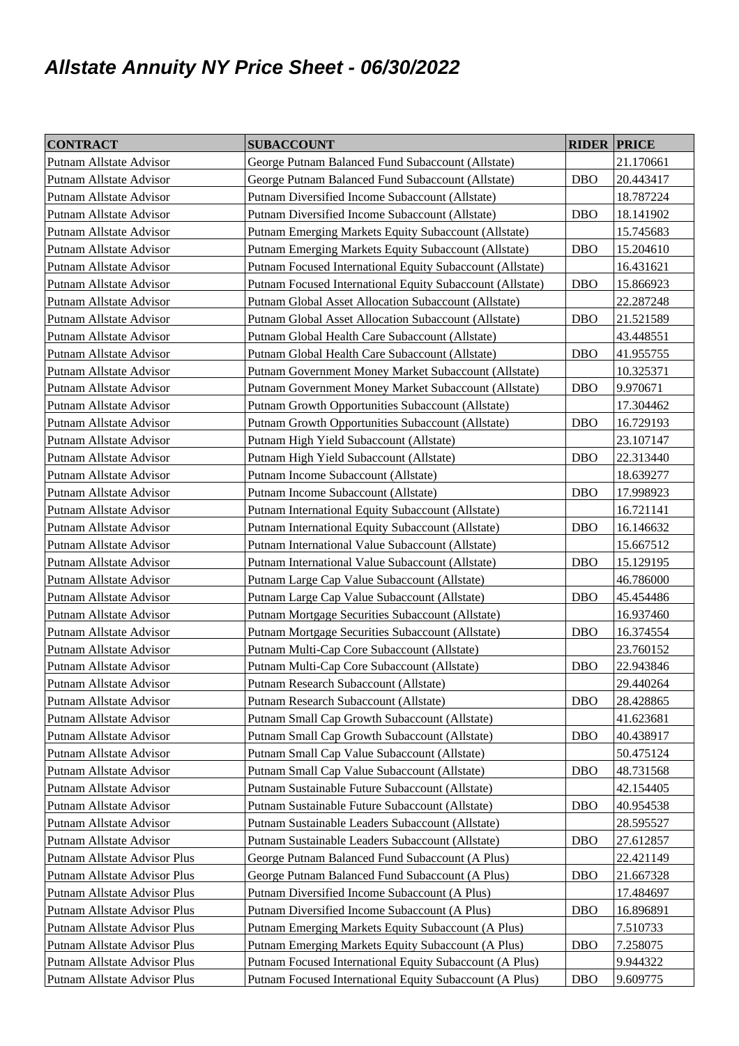# Allstate Annuity NY Price Sheet - 06/30/2022

| CONTRACT | SUBACCOUNT | RIDER | PRICE |
|---|---|---|---|
| Putnam Allstate Advisor | George Putnam Balanced Fund Subaccount (Allstate) | | 21.170661 |
| Putnam Allstate Advisor | George Putnam Balanced Fund Subaccount (Allstate) | DBO | 20.443417 |
| Putnam Allstate Advisor | Putnam Diversified Income Subaccount (Allstate) | | 18.787224 |
| Putnam Allstate Advisor | Putnam Diversified Income Subaccount (Allstate) | DBO | 18.141902 |
| Putnam Allstate Advisor | Putnam Emerging Markets Equity Subaccount (Allstate) | | 15.745683 |
| Putnam Allstate Advisor | Putnam Emerging Markets Equity Subaccount (Allstate) | DBO | 15.204610 |
| Putnam Allstate Advisor | Putnam Focused International Equity Subaccount (Allstate) | | 16.431621 |
| Putnam Allstate Advisor | Putnam Focused International Equity Subaccount (Allstate) | DBO | 15.866923 |
| Putnam Allstate Advisor | Putnam Global Asset Allocation Subaccount (Allstate) | | 22.287248 |
| Putnam Allstate Advisor | Putnam Global Asset Allocation Subaccount (Allstate) | DBO | 21.521589 |
| Putnam Allstate Advisor | Putnam Global Health Care Subaccount (Allstate) | | 43.448551 |
| Putnam Allstate Advisor | Putnam Global Health Care Subaccount (Allstate) | DBO | 41.955755 |
| Putnam Allstate Advisor | Putnam Government Money Market Subaccount (Allstate) | | 10.325371 |
| Putnam Allstate Advisor | Putnam Government Money Market Subaccount (Allstate) | DBO | 9.970671 |
| Putnam Allstate Advisor | Putnam Growth Opportunities Subaccount (Allstate) | | 17.304462 |
| Putnam Allstate Advisor | Putnam Growth Opportunities Subaccount (Allstate) | DBO | 16.729193 |
| Putnam Allstate Advisor | Putnam High Yield Subaccount (Allstate) | | 23.107147 |
| Putnam Allstate Advisor | Putnam High Yield Subaccount (Allstate) | DBO | 22.313440 |
| Putnam Allstate Advisor | Putnam Income Subaccount (Allstate) | | 18.639277 |
| Putnam Allstate Advisor | Putnam Income Subaccount (Allstate) | DBO | 17.998923 |
| Putnam Allstate Advisor | Putnam International Equity Subaccount (Allstate) | | 16.721141 |
| Putnam Allstate Advisor | Putnam International Equity Subaccount (Allstate) | DBO | 16.146632 |
| Putnam Allstate Advisor | Putnam International Value Subaccount (Allstate) | | 15.667512 |
| Putnam Allstate Advisor | Putnam International Value Subaccount (Allstate) | DBO | 15.129195 |
| Putnam Allstate Advisor | Putnam Large Cap Value Subaccount (Allstate) | | 46.786000 |
| Putnam Allstate Advisor | Putnam Large Cap Value Subaccount (Allstate) | DBO | 45.454486 |
| Putnam Allstate Advisor | Putnam Mortgage Securities Subaccount (Allstate) | | 16.937460 |
| Putnam Allstate Advisor | Putnam Mortgage Securities Subaccount (Allstate) | DBO | 16.374554 |
| Putnam Allstate Advisor | Putnam Multi-Cap Core Subaccount (Allstate) | | 23.760152 |
| Putnam Allstate Advisor | Putnam Multi-Cap Core Subaccount (Allstate) | DBO | 22.943846 |
| Putnam Allstate Advisor | Putnam Research Subaccount (Allstate) | | 29.440264 |
| Putnam Allstate Advisor | Putnam Research Subaccount (Allstate) | DBO | 28.428865 |
| Putnam Allstate Advisor | Putnam Small Cap Growth Subaccount (Allstate) | | 41.623681 |
| Putnam Allstate Advisor | Putnam Small Cap Growth Subaccount (Allstate) | DBO | 40.438917 |
| Putnam Allstate Advisor | Putnam Small Cap Value Subaccount (Allstate) | | 50.475124 |
| Putnam Allstate Advisor | Putnam Small Cap Value Subaccount (Allstate) | DBO | 48.731568 |
| Putnam Allstate Advisor | Putnam Sustainable Future Subaccount (Allstate) | | 42.154405 |
| Putnam Allstate Advisor | Putnam Sustainable Future Subaccount (Allstate) | DBO | 40.954538 |
| Putnam Allstate Advisor | Putnam Sustainable Leaders Subaccount (Allstate) | | 28.595527 |
| Putnam Allstate Advisor | Putnam Sustainable Leaders Subaccount (Allstate) | DBO | 27.612857 |
| Putnam Allstate Advisor Plus | George Putnam Balanced Fund Subaccount (A Plus) | | 22.421149 |
| Putnam Allstate Advisor Plus | George Putnam Balanced Fund Subaccount (A Plus) | DBO | 21.667328 |
| Putnam Allstate Advisor Plus | Putnam Diversified Income Subaccount (A Plus) | | 17.484697 |
| Putnam Allstate Advisor Plus | Putnam Diversified Income Subaccount (A Plus) | DBO | 16.896891 |
| Putnam Allstate Advisor Plus | Putnam Emerging Markets Equity Subaccount (A Plus) | | 7.510733 |
| Putnam Allstate Advisor Plus | Putnam Emerging Markets Equity Subaccount (A Plus) | DBO | 7.258075 |
| Putnam Allstate Advisor Plus | Putnam Focused International Equity Subaccount (A Plus) | | 9.944322 |
| Putnam Allstate Advisor Plus | Putnam Focused International Equity Subaccount (A Plus) | DBO | 9.609775 |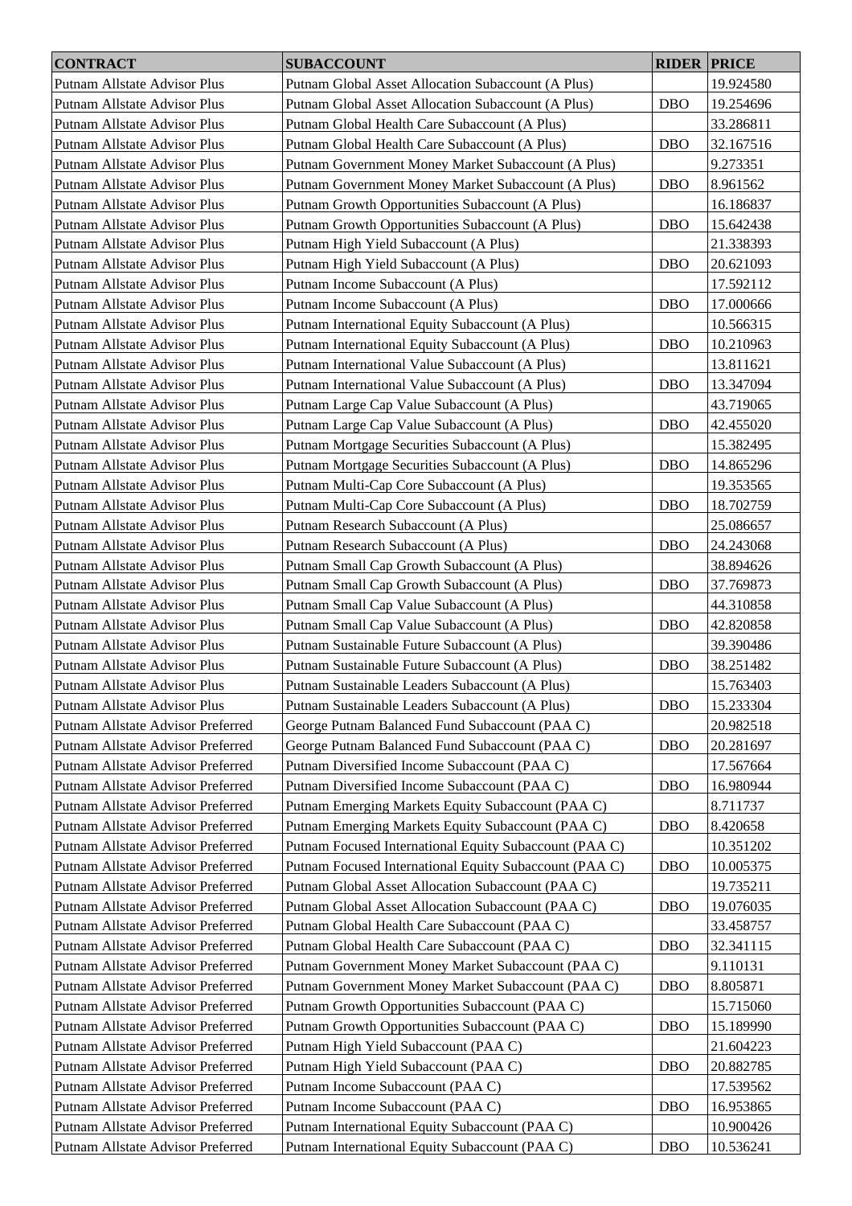| CONTRACT | SUBACCOUNT | RIDER | PRICE |
|---|---|---|---|
| Putnam Allstate Advisor Plus | Putnam Global Asset Allocation Subaccount (A Plus) | | 19.924580 |
| Putnam Allstate Advisor Plus | Putnam Global Asset Allocation Subaccount (A Plus) | DBO | 19.254696 |
| Putnam Allstate Advisor Plus | Putnam Global Health Care Subaccount (A Plus) | | 33.286811 |
| Putnam Allstate Advisor Plus | Putnam Global Health Care Subaccount (A Plus) | DBO | 32.167516 |
| Putnam Allstate Advisor Plus | Putnam Government Money Market Subaccount (A Plus) | | 9.273351 |
| Putnam Allstate Advisor Plus | Putnam Government Money Market Subaccount (A Plus) | DBO | 8.961562 |
| Putnam Allstate Advisor Plus | Putnam Growth Opportunities Subaccount (A Plus) | | 16.186837 |
| Putnam Allstate Advisor Plus | Putnam Growth Opportunities Subaccount (A Plus) | DBO | 15.642438 |
| Putnam Allstate Advisor Plus | Putnam High Yield Subaccount (A Plus) | | 21.338393 |
| Putnam Allstate Advisor Plus | Putnam High Yield Subaccount (A Plus) | DBO | 20.621093 |
| Putnam Allstate Advisor Plus | Putnam Income Subaccount (A Plus) | | 17.592112 |
| Putnam Allstate Advisor Plus | Putnam Income Subaccount (A Plus) | DBO | 17.000666 |
| Putnam Allstate Advisor Plus | Putnam International Equity Subaccount (A Plus) | | 10.566315 |
| Putnam Allstate Advisor Plus | Putnam International Equity Subaccount (A Plus) | DBO | 10.210963 |
| Putnam Allstate Advisor Plus | Putnam International Value Subaccount (A Plus) | | 13.811621 |
| Putnam Allstate Advisor Plus | Putnam International Value Subaccount (A Plus) | DBO | 13.347094 |
| Putnam Allstate Advisor Plus | Putnam Large Cap Value Subaccount (A Plus) | | 43.719065 |
| Putnam Allstate Advisor Plus | Putnam Large Cap Value Subaccount (A Plus) | DBO | 42.455020 |
| Putnam Allstate Advisor Plus | Putnam Mortgage Securities Subaccount (A Plus) | | 15.382495 |
| Putnam Allstate Advisor Plus | Putnam Mortgage Securities Subaccount (A Plus) | DBO | 14.865296 |
| Putnam Allstate Advisor Plus | Putnam Multi-Cap Core Subaccount (A Plus) | | 19.353565 |
| Putnam Allstate Advisor Plus | Putnam Multi-Cap Core Subaccount (A Plus) | DBO | 18.702759 |
| Putnam Allstate Advisor Plus | Putnam Research Subaccount (A Plus) | | 25.086657 |
| Putnam Allstate Advisor Plus | Putnam Research Subaccount (A Plus) | DBO | 24.243068 |
| Putnam Allstate Advisor Plus | Putnam Small Cap Growth Subaccount (A Plus) | | 38.894626 |
| Putnam Allstate Advisor Plus | Putnam Small Cap Growth Subaccount (A Plus) | DBO | 37.769873 |
| Putnam Allstate Advisor Plus | Putnam Small Cap Value Subaccount (A Plus) | | 44.310858 |
| Putnam Allstate Advisor Plus | Putnam Small Cap Value Subaccount (A Plus) | DBO | 42.820858 |
| Putnam Allstate Advisor Plus | Putnam Sustainable Future Subaccount (A Plus) | | 39.390486 |
| Putnam Allstate Advisor Plus | Putnam Sustainable Future Subaccount (A Plus) | DBO | 38.251482 |
| Putnam Allstate Advisor Plus | Putnam Sustainable Leaders Subaccount (A Plus) | | 15.763403 |
| Putnam Allstate Advisor Plus | Putnam Sustainable Leaders Subaccount (A Plus) | DBO | 15.233304 |
| Putnam Allstate Advisor Preferred | George Putnam Balanced Fund Subaccount (PAA C) | | 20.982518 |
| Putnam Allstate Advisor Preferred | George Putnam Balanced Fund Subaccount (PAA C) | DBO | 20.281697 |
| Putnam Allstate Advisor Preferred | Putnam Diversified Income Subaccount (PAA C) | | 17.567664 |
| Putnam Allstate Advisor Preferred | Putnam Diversified Income Subaccount (PAA C) | DBO | 16.980944 |
| Putnam Allstate Advisor Preferred | Putnam Emerging Markets Equity Subaccount (PAA C) | | 8.711737 |
| Putnam Allstate Advisor Preferred | Putnam Emerging Markets Equity Subaccount (PAA C) | DBO | 8.420658 |
| Putnam Allstate Advisor Preferred | Putnam Focused International Equity Subaccount (PAA C) | | 10.351202 |
| Putnam Allstate Advisor Preferred | Putnam Focused International Equity Subaccount (PAA C) | DBO | 10.005375 |
| Putnam Allstate Advisor Preferred | Putnam Global Asset Allocation Subaccount (PAA C) | | 19.735211 |
| Putnam Allstate Advisor Preferred | Putnam Global Asset Allocation Subaccount (PAA C) | DBO | 19.076035 |
| Putnam Allstate Advisor Preferred | Putnam Global Health Care Subaccount (PAA C) | | 33.458757 |
| Putnam Allstate Advisor Preferred | Putnam Global Health Care Subaccount (PAA C) | DBO | 32.341115 |
| Putnam Allstate Advisor Preferred | Putnam Government Money Market Subaccount (PAA C) | | 9.110131 |
| Putnam Allstate Advisor Preferred | Putnam Government Money Market Subaccount (PAA C) | DBO | 8.805871 |
| Putnam Allstate Advisor Preferred | Putnam Growth Opportunities Subaccount (PAA C) | | 15.715060 |
| Putnam Allstate Advisor Preferred | Putnam Growth Opportunities Subaccount (PAA C) | DBO | 15.189990 |
| Putnam Allstate Advisor Preferred | Putnam High Yield Subaccount (PAA C) | | 21.604223 |
| Putnam Allstate Advisor Preferred | Putnam High Yield Subaccount (PAA C) | DBO | 20.882785 |
| Putnam Allstate Advisor Preferred | Putnam Income Subaccount (PAA C) | | 17.539562 |
| Putnam Allstate Advisor Preferred | Putnam Income Subaccount (PAA C) | DBO | 16.953865 |
| Putnam Allstate Advisor Preferred | Putnam International Equity Subaccount (PAA C) | | 10.900426 |
| Putnam Allstate Advisor Preferred | Putnam International Equity Subaccount (PAA C) | DBO | 10.536241 |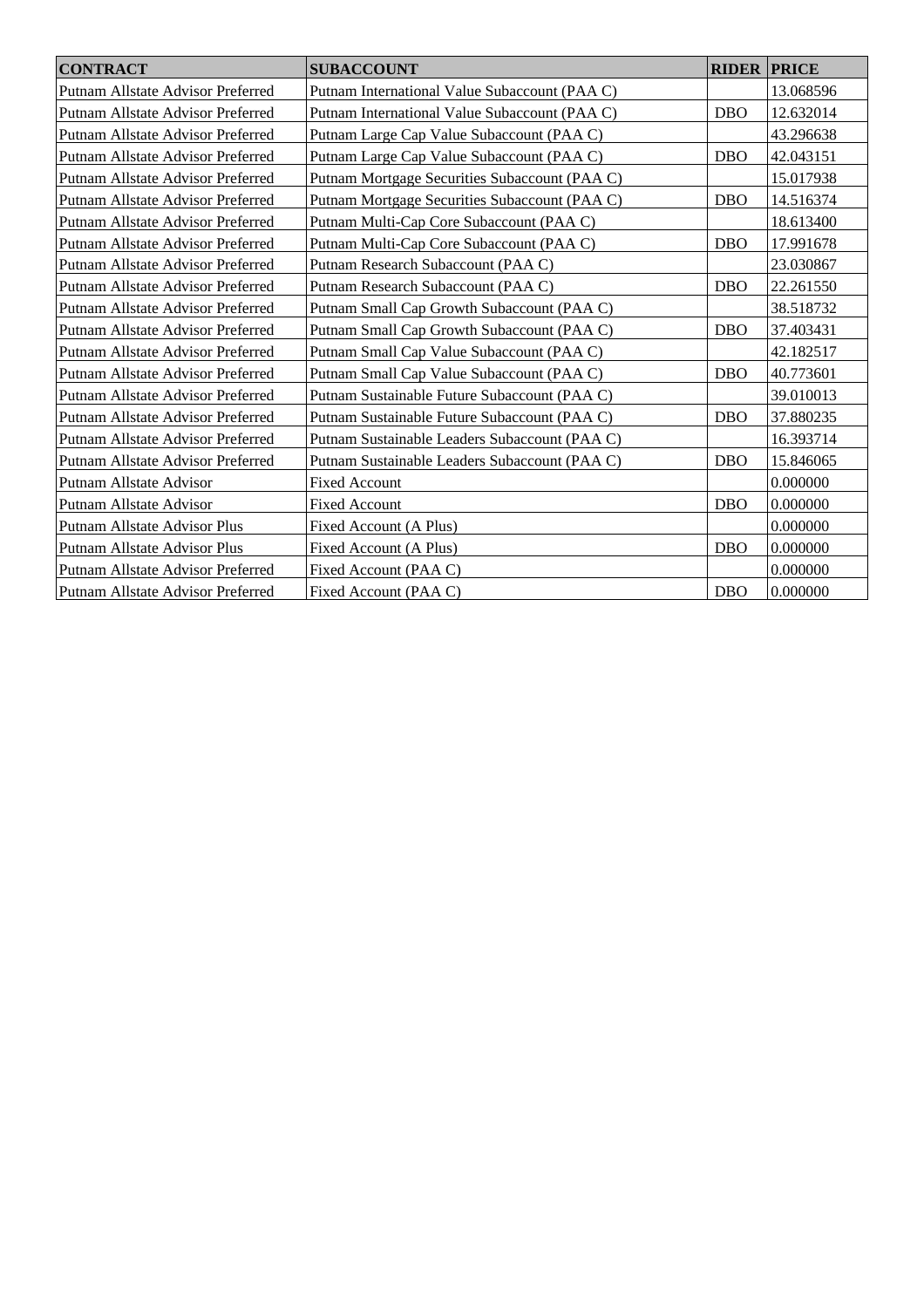| CONTRACT | SUBACCOUNT | RIDER | PRICE |
| --- | --- | --- | --- |
| Putnam Allstate Advisor Preferred | Putnam International Value Subaccount (PAA C) | | 13.068596 |
| Putnam Allstate Advisor Preferred | Putnam International Value Subaccount (PAA C) | DBO | 12.632014 |
| Putnam Allstate Advisor Preferred | Putnam Large Cap Value Subaccount (PAA C) | | 43.296638 |
| Putnam Allstate Advisor Preferred | Putnam Large Cap Value Subaccount (PAA C) | DBO | 42.043151 |
| Putnam Allstate Advisor Preferred | Putnam Mortgage Securities Subaccount (PAA C) | | 15.017938 |
| Putnam Allstate Advisor Preferred | Putnam Mortgage Securities Subaccount (PAA C) | DBO | 14.516374 |
| Putnam Allstate Advisor Preferred | Putnam Multi-Cap Core Subaccount (PAA C) | | 18.613400 |
| Putnam Allstate Advisor Preferred | Putnam Multi-Cap Core Subaccount (PAA C) | DBO | 17.991678 |
| Putnam Allstate Advisor Preferred | Putnam Research Subaccount (PAA C) | | 23.030867 |
| Putnam Allstate Advisor Preferred | Putnam Research Subaccount (PAA C) | DBO | 22.261550 |
| Putnam Allstate Advisor Preferred | Putnam Small Cap Growth Subaccount (PAA C) | | 38.518732 |
| Putnam Allstate Advisor Preferred | Putnam Small Cap Growth Subaccount (PAA C) | DBO | 37.403431 |
| Putnam Allstate Advisor Preferred | Putnam Small Cap Value Subaccount (PAA C) | | 42.182517 |
| Putnam Allstate Advisor Preferred | Putnam Small Cap Value Subaccount (PAA C) | DBO | 40.773601 |
| Putnam Allstate Advisor Preferred | Putnam Sustainable Future Subaccount (PAA C) | | 39.010013 |
| Putnam Allstate Advisor Preferred | Putnam Sustainable Future Subaccount (PAA C) | DBO | 37.880235 |
| Putnam Allstate Advisor Preferred | Putnam Sustainable Leaders Subaccount (PAA C) | | 16.393714 |
| Putnam Allstate Advisor Preferred | Putnam Sustainable Leaders Subaccount (PAA C) | DBO | 15.846065 |
| Putnam Allstate Advisor | Fixed Account | | 0.000000 |
| Putnam Allstate Advisor | Fixed Account | DBO | 0.000000 |
| Putnam Allstate Advisor Plus | Fixed Account (A Plus) | | 0.000000 |
| Putnam Allstate Advisor Plus | Fixed Account (A Plus) | DBO | 0.000000 |
| Putnam Allstate Advisor Preferred | Fixed Account (PAA C) | | 0.000000 |
| Putnam Allstate Advisor Preferred | Fixed Account (PAA C) | DBO | 0.000000 |